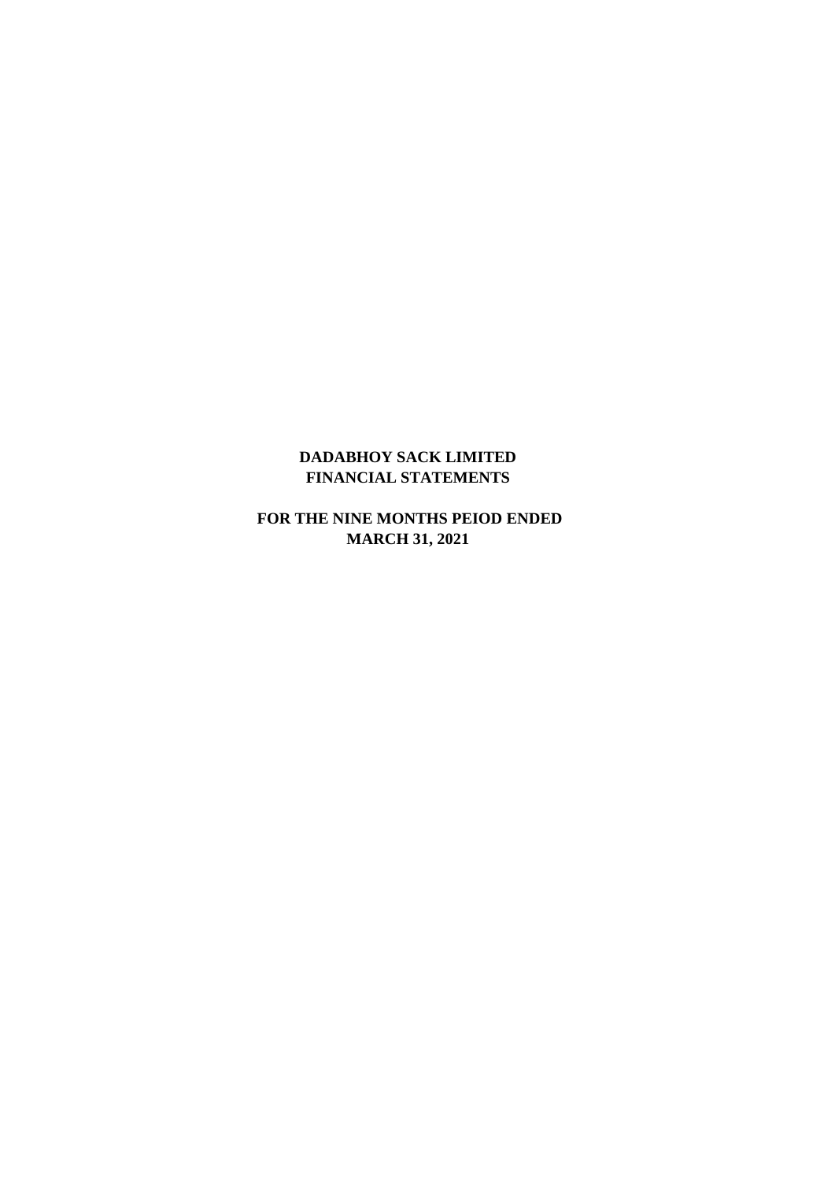# DADABHOY SACK LIMITED
# FINANCIAL STATEMENTS

## FOR THE NINE MONTHS PEIOD ENDED
## MARCH 31, 2021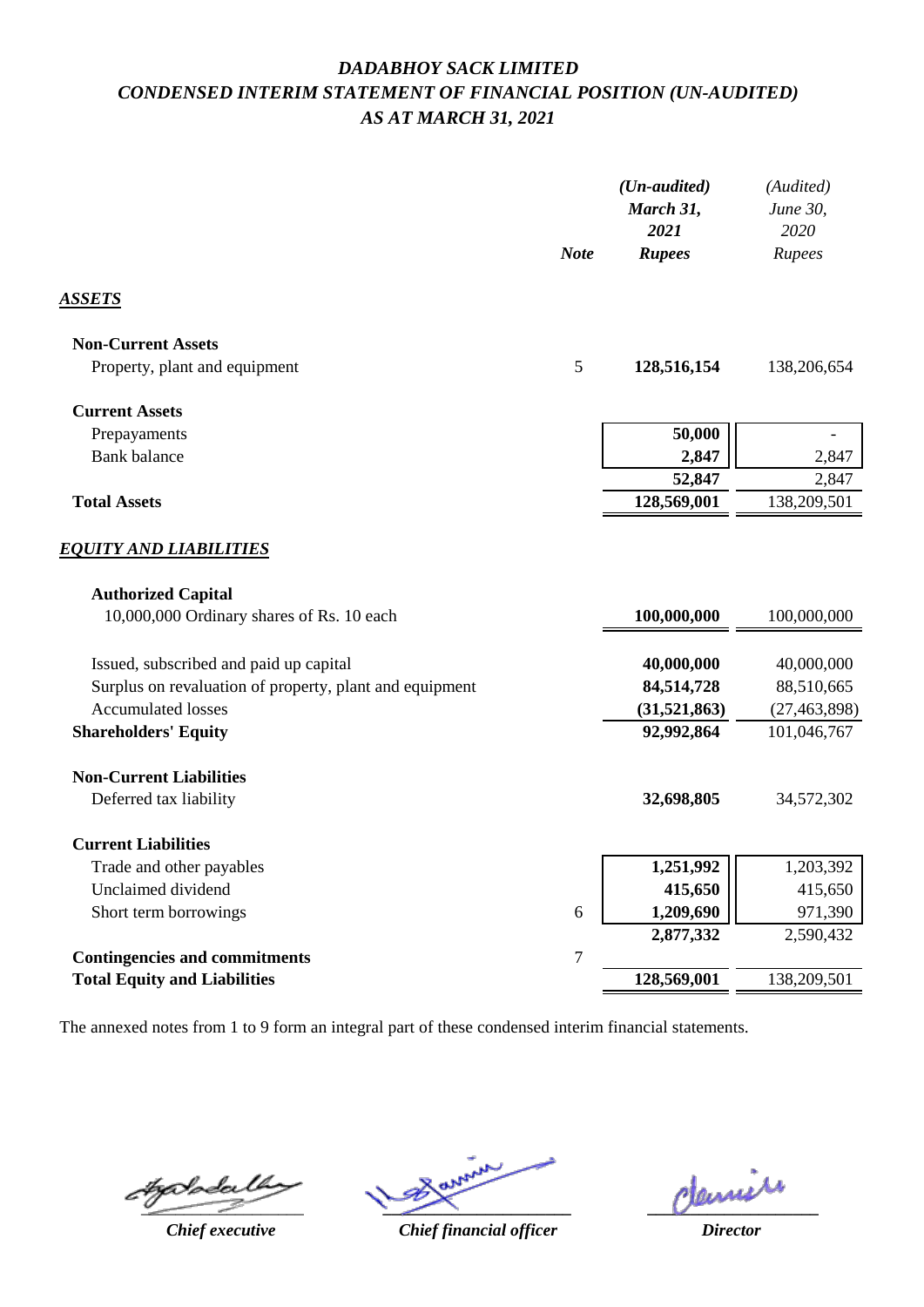# DADABHOY SACK LIMITED

## CONDENSED INTERIM STATEMENT OF FINANCIAL POSITION (UN-AUDITED)

## AS AT MARCH 31, 2021

| | Note | (Un-audited) March 31, 2021 Rupees | (Audited) June 30, 2020 Rupees |
|---|---|---|---|
| ***ASSETS*** | | | |
| **Non-Current Assets** | | | |
| Property, plant and equipment | 5 | **128,516,154** | 138,206,654 |
| **Current Assets** | | | |
| Prepayments | | **50,000** | - |
| Bank balance | | **2,847** | 2,847 |
| | | **52,847** | 2,847 |
| **Total Assets** | | **128,569,001** | 138,209,501 |
| ***EQUITY AND LIABILITIES*** | | | |
| **Authorized Capital** | | | |
| 10,000,000 Ordinary shares of Rs. 10 each | | **100,000,000** | 100,000,000 |
| Issued, subscribed and paid up capital | | **40,000,000** | 40,000,000 |
| Surplus on revaluation of property, plant and equipment | | **84,514,728** | 88,510,665 |
| Accumulated losses | | **(31,521,863)** | (27,463,898) |
| **Shareholders' Equity** | | **92,992,864** | 101,046,767 |
| **Non-Current Liabilities** | | | |
| Deferred tax liability | | **32,698,805** | 34,572,302 |
| **Current Liabilities** | | | |
| Trade and other payables | | **1,251,992** | 1,203,392 |
| Unclaimed dividend | | **415,650** | 415,650 |
| Short term borrowings | 6 | **1,209,690** | 971,390 |
| | | **2,877,332** | 2,590,432 |
| **Contingencies and commitments** | 7 | | |
| **Total Equity and Liabilities** | | **128,569,001** | 138,209,501 |

The annexed notes from 1 to 9 form an integral part of these condensed interim financial statements.

| *Chief executive* | *Chief financial officer* | *Director* |
|---|---|---|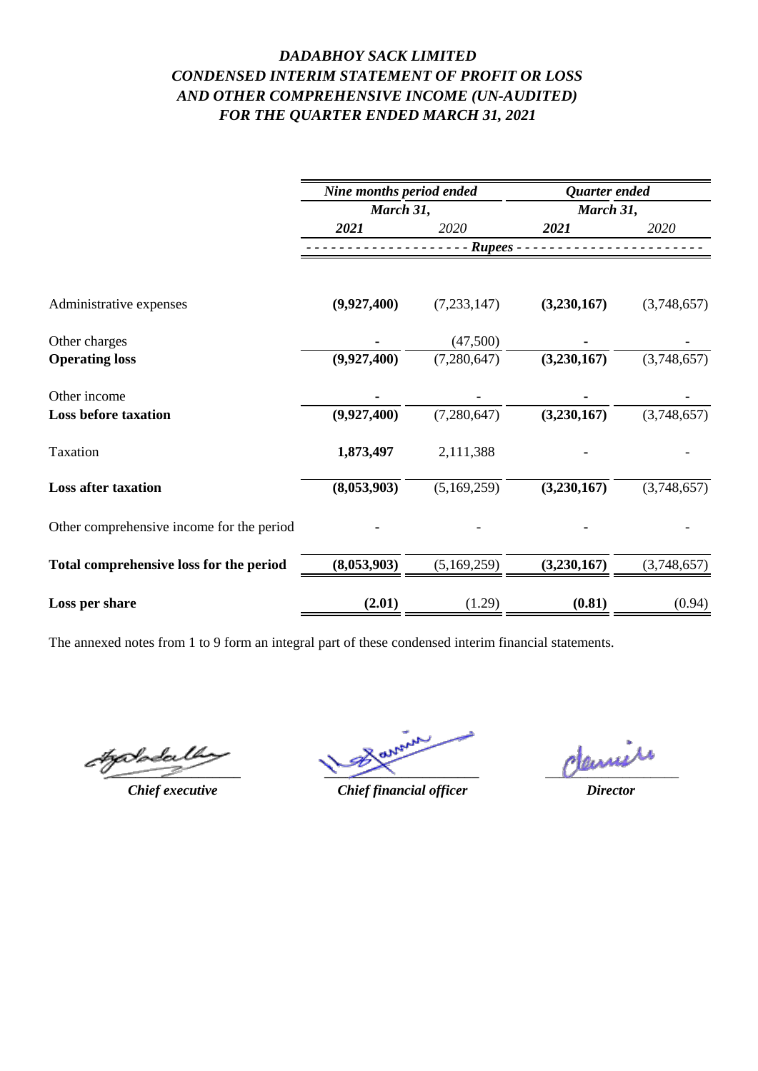# *DADABHOY SACK LIMITED*
## *CONDENSED INTERIM STATEMENT OF PROFIT OR LOSS AND OTHER COMPREHENSIVE INCOME (UN-AUDITED)*
## *FOR THE QUARTER ENDED MARCH 31, 2021*

| | *Nine months period ended March 31,* | | *Quarter ended March 31,* | |
|---|---|---|---|---|
| | ***2021*** | *2020* | ***2021*** | *2020* |
| | *Rupees* | | | |
| Administrative expenses | **(9,927,400)** | (7,233,147) | **(3,230,167)** | (3,748,657) |
| Other charges | **-** | (47,500) | **-** | - |
| **Operating loss** | **(9,927,400)** | (7,280,647) | **(3,230,167)** | (3,748,657) |
| Other income | **-** | - | **-** | - |
| **Loss before taxation** | **(9,927,400)** | (7,280,647) | **(3,230,167)** | (3,748,657) |
| Taxation | **1,873,497** | 2,111,388 | **-** | - |
| **Loss after taxation** | **(8,053,903)** | (5,169,259) | **(3,230,167)** | (3,748,657) |
| Other comprehensive income for the period | **-** | - | **-** | - |
| **Total comprehensive loss for the period** | **(8,053,903)** | (5,169,259) | **(3,230,167)** | (3,748,657) |
| **Loss per share** | **(2.01)** | (1.29) | **(0.81)** | (0.94) |

The annexed notes from 1 to 9 form an integral part of these condensed interim financial statements.

| *Chief executive* | *Chief financial officer* | *Director* |
|---|---|---|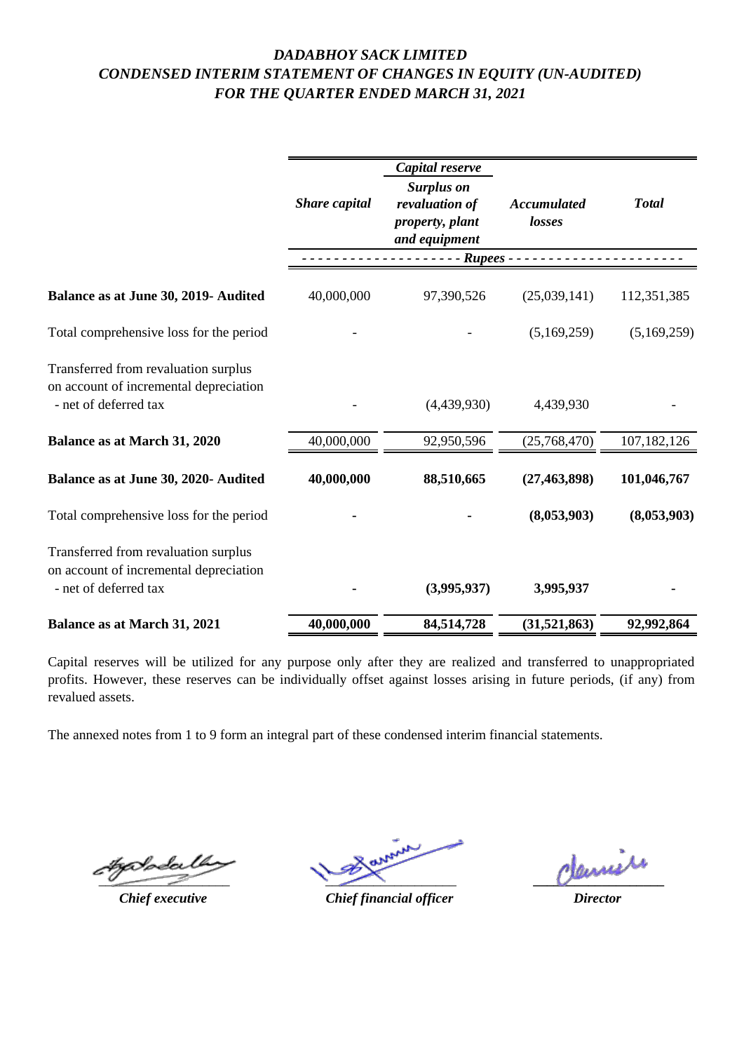# *DADABHOY SACK LIMITED*
## *CONDENSED INTERIM STATEMENT OF CHANGES IN EQUITY (UN-AUDITED)*
## *FOR THE QUARTER ENDED MARCH 31, 2021*

| | *Share capital* | *Capital reserve* | *Accumulated losses* | *Total* |
|---|---|---|---|---|
| | | *Surplus on revaluation of property, plant and equipment* | | |
| | - - - - - - - - - - | - - - - - - - - - - *Rupees* | - - - - - - - - - - | - - - - - - - - - - |
| **Balance as at June 30, 2019- Audited** | 40,000,000 | 97,390,526 | (25,039,141) | 112,351,385 |
| Total comprehensive loss for the period | - | - | (5,169,259) | (5,169,259) |
| Transferred from revaluation surplus on account of incremental depreciation - net of deferred tax | - | (4,439,930) | 4,439,930 | - |
| **Balance as at March 31, 2020** | 40,000,000 | 92,950,596 | (25,768,470) | 107,182,126 |
| **Balance as at June 30, 2020- Audited** | **40,000,000** | **88,510,665** | **(27,463,898)** | **101,046,767** |
| Total comprehensive loss for the period | **-** | **-** | **(8,053,903)** | **(8,053,903)** |
| Transferred from revaluation surplus on account of incremental depreciation - net of deferred tax | **-** | **(3,995,937)** | **3,995,937** | **-** |
| **Balance as at March 31, 2021** | **40,000,000** | **84,514,728** | **(31,521,863)** | **92,992,864** |

Capital reserves will be utilized for any purpose only after they are realized and transferred to unappropriated profits. However, these reserves can be individually offset against losses arising in future periods, (if any) from revalued assets.

The annexed notes from 1 to 9 form an integral part of these condensed interim financial statements.

*Chief executive* | *Chief financial officer* | *Director*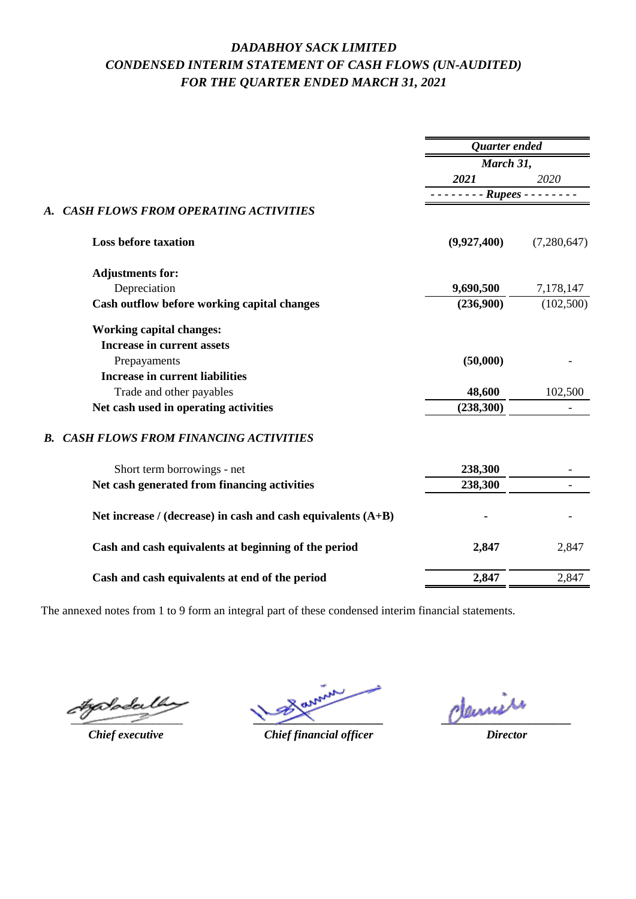# *DADABHOY SACK LIMITED*
## *CONDENSED INTERIM STATEMENT OF CASH FLOWS (UN-AUDITED)*
## *FOR THE QUARTER ENDED MARCH 31, 2021*

| | Quarter ended March 31, 2021 | Quarter ended March 31, 2020 |
|---|---|---|
| | ---------- Rupees ---------- | |
| ***A. CASH FLOWS FROM OPERATING ACTIVITIES*** | | |
| **Loss before taxation** | **(9,927,400)** | (7,280,647) |
| **Adjustments for:** | | |
| Depreciation | **9,690,500** | 7,178,147 |
| **Cash outflow before working capital changes** | **(236,900)** | (102,500) |
| **Working capital changes:** | | |
| **Increase in current assets** | | |
| Prepayments | **(50,000)** | - |
| **Increase in current liabilities** | | |
| Trade and other payables | **48,600** | 102,500 |
| **Net cash used in operating activities** | **(238,300)** | - |
| ***B. CASH FLOWS FROM FINANCING ACTIVITIES*** | | |
| Short term borrowings - net | **238,300** | - |
| **Net cash generated from financing activities** | **238,300** | - |
| **Net increase / (decrease) in cash and cash equivalents (A+B)** | **-** | - |
| **Cash and cash equivalents at beginning of the period** | **2,847** | 2,847 |
| **Cash and cash equivalents at end of the period** | **2,847** | 2,847 |

The annexed notes from 1 to 9 form an integral part of these condensed interim financial statements.

| *Chief executive* | *Chief financial officer* | *Director* |
|---|---|---|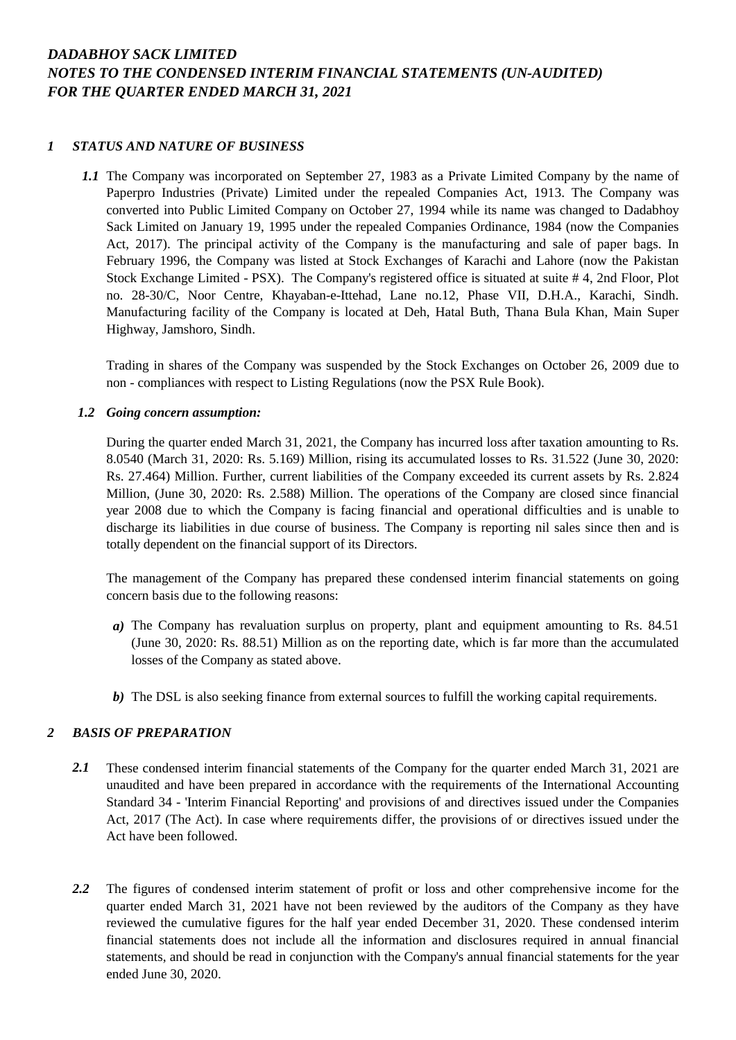# *DADABHOY SACK LIMITED*
# *NOTES TO THE CONDENSED INTERIM FINANCIAL STATEMENTS (UN-AUDITED)*
# *FOR THE QUARTER ENDED MARCH 31, 2021*

## *1 STATUS AND NATURE OF BUSINESS*

***1.1*** The Company was incorporated on September 27, 1983 as a Private Limited Company by the name of Paperpro Industries (Private) Limited under the repealed Companies Act, 1913. The Company was converted into Public Limited Company on October 27, 1994 while its name was changed to Dadabhoy Sack Limited on January 19, 1995 under the repealed Companies Ordinance, 1984 (now the Companies Act, 2017). The principal activity of the Company is the manufacturing and sale of paper bags. In February 1996, the Company was listed at Stock Exchanges of Karachi and Lahore (now the Pakistan Stock Exchange Limited - PSX). The Company's registered office is situated at suite # 4, 2nd Floor, Plot no. 28-30/C, Noor Centre, Khayaban-e-Ittehad, Lane no.12, Phase VII, D.H.A., Karachi, Sindh. Manufacturing facility of the Company is located at Deh, Hatal Buth, Thana Bula Khan, Main Super Highway, Jamshoro, Sindh.

Trading in shares of the Company was suspended by the Stock Exchanges on October 26, 2009 due to non - compliances with respect to Listing Regulations (now the PSX Rule Book).

### *1.2 Going concern assumption:*

During the quarter ended March 31, 2021, the Company has incurred loss after taxation amounting to Rs. 8.0540 (March 31, 2020: Rs. 5.169) Million, rising its accumulated losses to Rs. 31.522 (June 30, 2020: Rs. 27.464) Million. Further, current liabilities of the Company exceeded its current assets by Rs. 2.824 Million, (June 30, 2020: Rs. 2.588) Million. The operations of the Company are closed since financial year 2008 due to which the Company is facing financial and operational difficulties and is unable to discharge its liabilities in due course of business. The Company is reporting nil sales since then and is totally dependent on the financial support of its Directors.

The management of the Company has prepared these condensed interim financial statements on going concern basis due to the following reasons:

***a)*** The Company has revaluation surplus on property, plant and equipment amounting to Rs. 84.51 (June 30, 2020: Rs. 88.51) Million as on the reporting date, which is far more than the accumulated losses of the Company as stated above.

***b)*** The DSL is also seeking finance from external sources to fulfill the working capital requirements.

## *2 BASIS OF PREPARATION*

***2.1*** These condensed interim financial statements of the Company for the quarter ended March 31, 2021 are unaudited and have been prepared in accordance with the requirements of the International Accounting Standard 34 - 'Interim Financial Reporting' and provisions of and directives issued under the Companies Act, 2017 (The Act). In case where requirements differ, the provisions of or directives issued under the Act have been followed.

***2.2*** The figures of condensed interim statement of profit or loss and other comprehensive income for the quarter ended March 31, 2021 have not been reviewed by the auditors of the Company as they have reviewed the cumulative figures for the half year ended December 31, 2020. These condensed interim financial statements does not include all the information and disclosures required in annual financial statements, and should be read in conjunction with the Company's annual financial statements for the year ended June 30, 2020.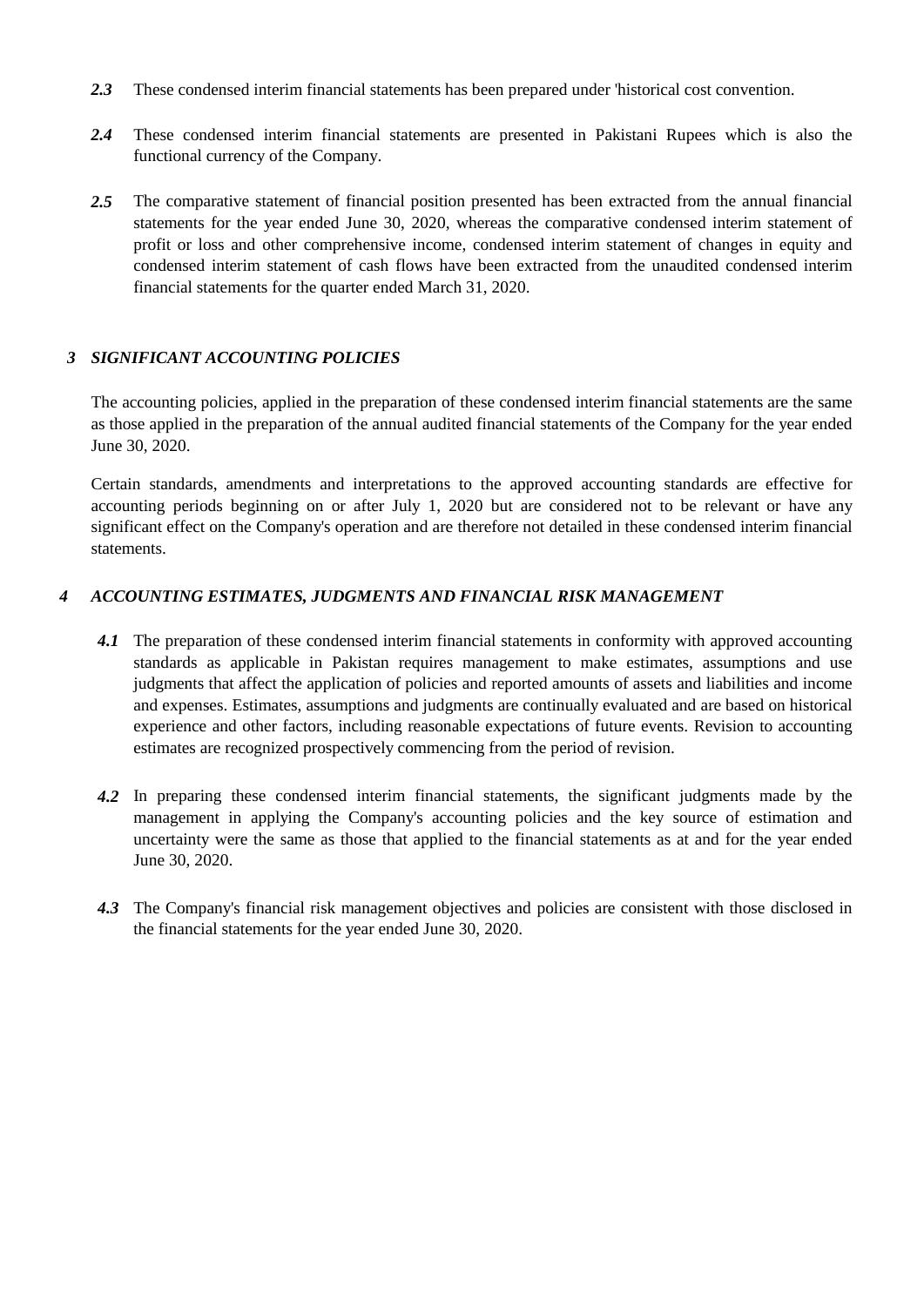***2.3*** These condensed interim financial statements has been prepared under 'historical cost convention.

***2.4*** These condensed interim financial statements are presented in Pakistani Rupees which is also the functional currency of the Company.

***2.5*** The comparative statement of financial position presented has been extracted from the annual financial statements for the year ended June 30, 2020, whereas the comparative condensed interim statement of profit or loss and other comprehensive income, condensed interim statement of changes in equity and condensed interim statement of cash flows have been extracted from the unaudited condensed interim financial statements for the quarter ended March 31, 2020.

## *3 SIGNIFICANT ACCOUNTING POLICIES*

The accounting policies, applied in the preparation of these condensed interim financial statements are the same as those applied in the preparation of the annual audited financial statements of the Company for the year ended June 30, 2020.

Certain standards, amendments and interpretations to the approved accounting standards are effective for accounting periods beginning on or after July 1, 2020 but are considered not to be relevant or have any significant effect on the Company's operation and are therefore not detailed in these condensed interim financial statements.

## *4 ACCOUNTING ESTIMATES, JUDGMENTS AND FINANCIAL RISK MANAGEMENT*

***4.1*** The preparation of these condensed interim financial statements in conformity with approved accounting standards as applicable in Pakistan requires management to make estimates, assumptions and use judgments that affect the application of policies and reported amounts of assets and liabilities and income and expenses. Estimates, assumptions and judgments are continually evaluated and are based on historical experience and other factors, including reasonable expectations of future events. Revision to accounting estimates are recognized prospectively commencing from the period of revision.

***4.2*** In preparing these condensed interim financial statements, the significant judgments made by the management in applying the Company's accounting policies and the key source of estimation and uncertainty were the same as those that applied to the financial statements as at and for the year ended June 30, 2020.

***4.3*** The Company's financial risk management objectives and policies are consistent with those disclosed in the financial statements for the year ended June 30, 2020.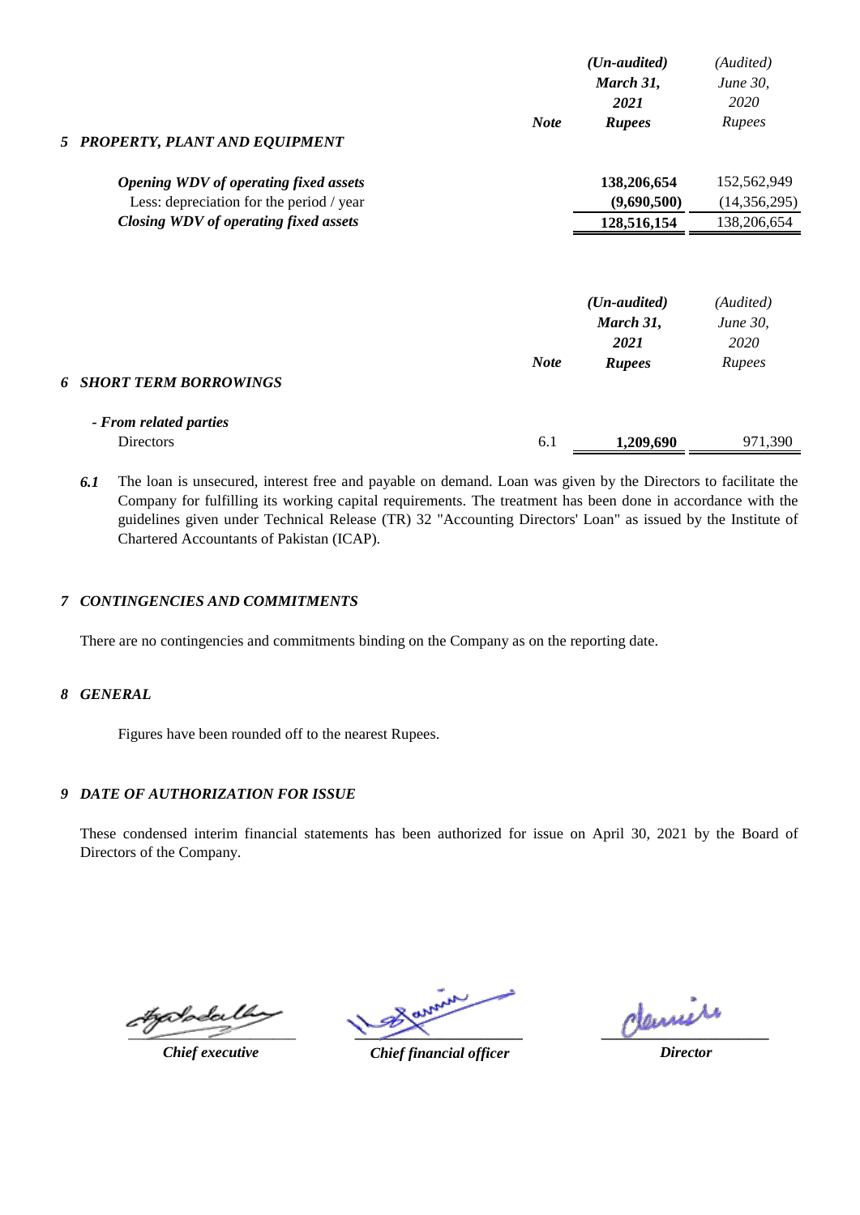| | Note | (Un-audited) March 31, 2021 Rupees | (Audited) June 30, 2020 Rupees |
|---|---|---|---|
| **5 PROPERTY, PLANT AND EQUIPMENT** | | | |
| ***Opening WDV of operating fixed assets*** | | **138,206,654** | 152,562,949 |
| Less: depreciation for the period / year | | **(9,690,500)** | (14,356,295) |
| ***Closing WDV of operating fixed assets*** | | **128,516,154** | 138,206,654 |

| | Note | (Un-audited) March 31, 2021 Rupees | (Audited) June 30, 2020 Rupees |
|---|---|---|---|
| **6 SHORT TERM BORROWINGS** | | | |
| ***- From related parties*** | | | |
| Directors | 6.1 | **1,209,690** | 971,390 |

***6.1*** The loan is unsecured, interest free and payable on demand. Loan was given by the Directors to facilitate the Company for fulfilling its working capital requirements. The treatment has been done in accordance with the guidelines given under Technical Release (TR) 32 "Accounting Directors' Loan" as issued by the Institute of Chartered Accountants of Pakistan (ICAP).

### *7 CONTINGENCIES AND COMMITMENTS*

There are no contingencies and commitments binding on the Company as on the reporting date.

### *8 GENERAL*

Figures have been rounded off to the nearest Rupees.

### *9 DATE OF AUTHORIZATION FOR ISSUE*

These condensed interim financial statements has been authorized for issue on April 30, 2021 by the Board of Directors of the Company.

*Chief executive* | *Chief financial officer* | *Director*